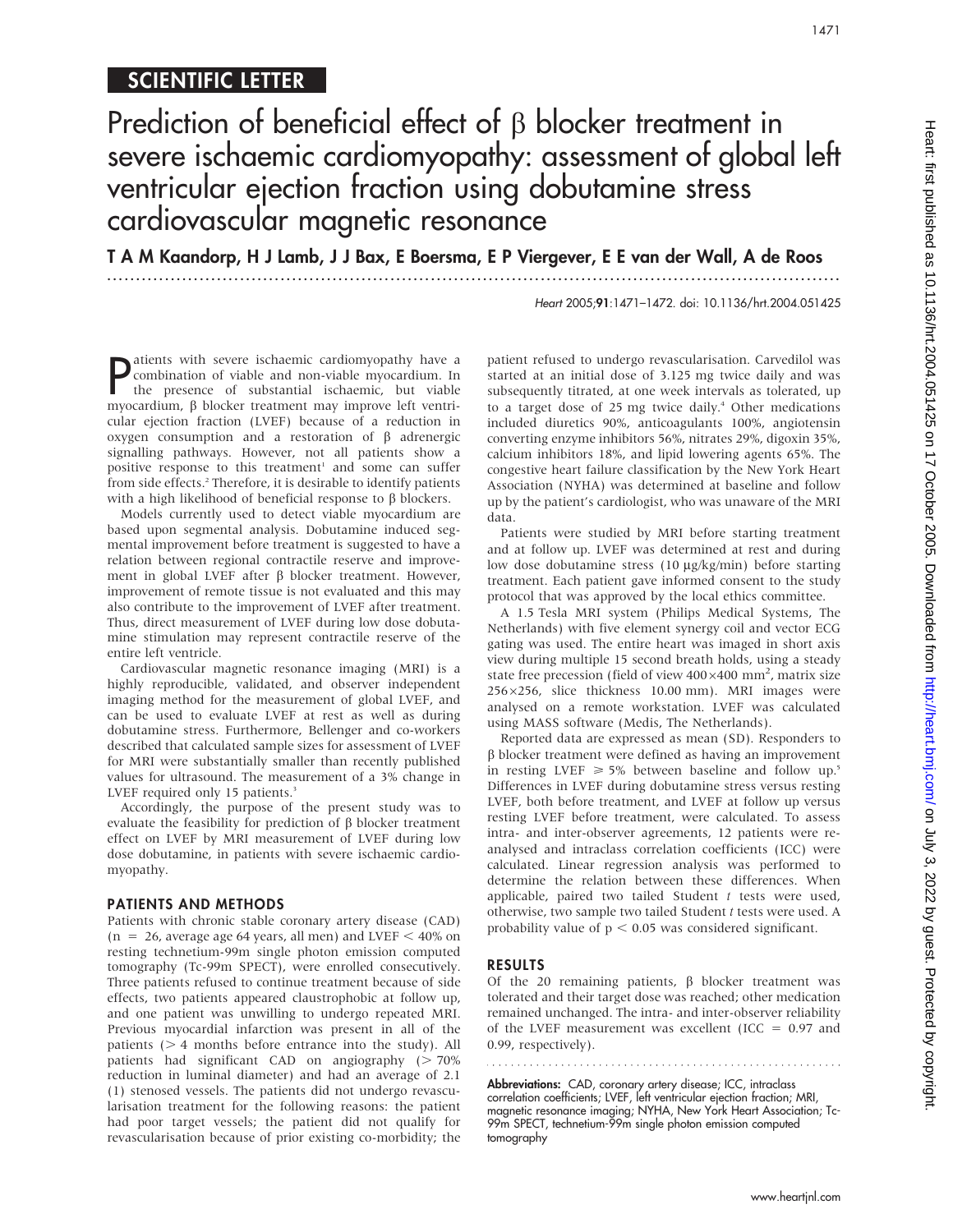SCIENTIFIC LETTER

# Prediction of beneficial effect of β blocker treatment in severe ischaemic cardiomyopathy: assessment of global left ventricular ejection fraction using dobutamine stress cardiovascular magnetic resonance

**T A M Kaandorp, H J Lamb, J J Bax, E Boersma, E P Viergever, E E van der Wall, A de Roos**

*Heart* 2005;**91**:1471–1472. doi: 10.1136/hrt.2004.051425

Patients with severe ischaemic cardiomyopathy have a combination of viable and non-viable myocardium. In the presence of substantial ischaemic, but viable myocardium, β blocker treatment may improve left ventricular ejection fraction (LVEF) because of a reduction in oxygen consumption and a restoration of β adrenergic signalling pathways. However, not all patients show a positive response to this treatment[1] and some can suffer from side effects.[2] Therefore, it is desirable to identify patients with a high likelihood of beneficial response to β blockers.

Models currently used to detect viable myocardium are based upon segmental analysis. Dobutamine induced segmental improvement before treatment is suggested to have a relation between regional contractile reserve and improvement in global LVEF after β blocker treatment. However, improvement of remote tissue is not evaluated and this may also contribute to the improvement of LVEF after treatment. Thus, direct measurement of LVEF during low dose dobutamine stimulation may represent contractile reserve of the entire left ventricle.

Cardiovascular magnetic resonance imaging (MRI) is a highly reproducible, validated, and observer independent imaging method for the measurement of global LVEF, and can be used to evaluate LVEF at rest as well as during dobutamine stress. Furthermore, Bellenger and co-workers described that calculated sample sizes for assessment of LVEF for MRI were substantially smaller than recently published values for ultrasound. The measurement of a 3% change in LVEF required only 15 patients.[3]

Accordingly, the purpose of the present study was to evaluate the feasibility for prediction of β blocker treatment effect on LVEF by MRI measurement of LVEF during low dose dobutamine, in patients with severe ischaemic cardiomyopathy.

## PATIENTS AND METHODS

Patients with chronic stable coronary artery disease (CAD) ($n = 26$, average age 64 years, all men) and LVEF $< 40\%$ on resting technetium-99m single photon emission computed tomography (Tc-99m SPECT), were enrolled consecutively. Three patients refused to continue treatment because of side effects, two patients appeared claustrophobic at follow up, and one patient was unwilling to undergo repeated MRI. Previous myocardial infarction was present in all of the patients ($> 4$ months before entrance into the study). All patients had significant CAD on angiography ($> 70\%$ reduction in luminal diameter) and had an average of 2.1 (1) stenosed vessels. The patients did not undergo revascularisation treatment for the following reasons: the patient had poor target vessels; the patient did not qualify for revascularisation because of prior existing co-morbidity; the patient refused to undergo revascularisation. Carvedilol was started at an initial dose of 3.125 mg twice daily and was subsequently titrated, at one week intervals as tolerated, up to a target dose of 25 mg twice daily.[4] Other medications included diuretics 90%, anticoagulants 100%, angiotensin converting enzyme inhibitors 56%, nitrates 29%, digoxin 35%, calcium inhibitors 18%, and lipid lowering agents 65%. The congestive heart failure classification by the New York Heart Association (NYHA) was determined at baseline and follow up by the patient's cardiologist, who was unaware of the MRI data.

Patients were studied by MRI before starting treatment and at follow up. LVEF was determined at rest and during low dose dobutamine stress (10 μg/kg/min) before starting treatment. Each patient gave informed consent to the study protocol that was approved by the local ethics committee.

A 1.5 Tesla MRI system (Philips Medical Systems, The Netherlands) with five element synergy coil and vector ECG gating was used. The entire heart was imaged in short axis view during multiple 15 second breath holds, using a steady state free precession (field of view $400 \times 400$ mm$^2$, matrix size $256 \times 256$, slice thickness 10.00 mm). MRI images were analysed on a remote workstation. LVEF was calculated using MASS software (Medis, The Netherlands).

Reported data are expressed as mean (SD). Responders to β blocker treatment were defined as having an improvement in resting LVEF $\geq 5\%$ between baseline and follow up.[5] Differences in LVEF during dobutamine stress versus resting LVEF, both before treatment, and LVEF at follow up versus resting LVEF before treatment, were calculated. To assess intra- and inter-observer agreements, 12 patients were reanalysed and intraclass correlation coefficients (ICC) were calculated. Linear regression analysis was performed to determine the relation between these differences. When applicable, paired two tailed Student *t* tests were used, otherwise, two sample two tailed Student *t* tests were used. A probability value of $p < 0.05$ was considered significant.

## RESULTS

Of the 20 remaining patients, β blocker treatment was tolerated and their target dose was reached; other medication remained unchanged. The intra- and inter-observer reliability of the LVEF measurement was excellent (ICC = 0.97 and 0.99, respectively).

**Abbreviations:** CAD, coronary artery disease; ICC, intraclass correlation coefficients; LVEF, left ventricular ejection fraction; MRI, magnetic resonance imaging; NYHA, New York Heart Association; Tc-99m SPECT, technetium-99m single photon emission computed tomography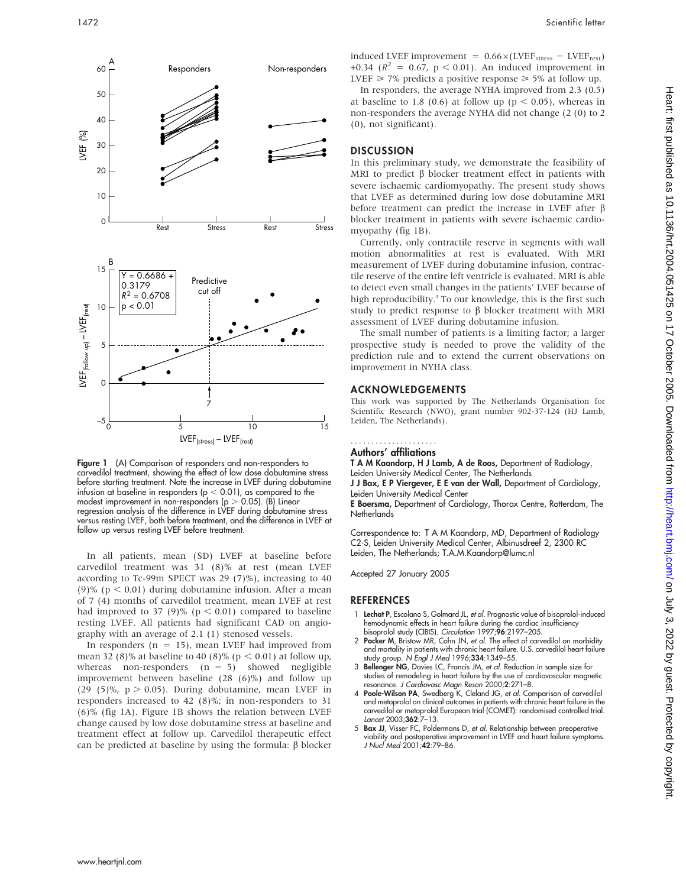A

Responders

Non-responders

LVEF (%)

60

50

40

30

20

10

0

Rest

Stress

Rest

Stress

B

$Y = 0.6686 + 0.3179$

$R^2 = 0.6708$

$p < 0.01$

Predictive cut off

$LVEF_{(follow\ up)} - LVEF_{(rest)}$

15

10

5

0

−5

0

5

7

10

15

$LVEF_{(stress)} - LVEF_{(rest)}$

**Figure 1** (A) Comparison of responders and non-responders to carvedilol treatment, showing the effect of low dose dobutamine stress before starting treatment. Note the increase in LVEF during dobutamine infusion at baseline in responders ($p < 0.01$), as compared to the modest improvement in non-responders ($p > 0.05$). (B) Linear regression analysis of the difference in LVEF during dobutamine stress versus resting LVEF, both before treatment, and the difference in LVEF at follow up versus resting LVEF before treatment.

In all patients, mean (SD) LVEF at baseline before carvedilol treatment was 31 (8)% at rest (mean LVEF according to Tc-99m SPECT was 29 (7)%), increasing to 40 (9)% ($p < 0.01$) during dobutamine infusion. After a mean of 7 (4) months of carvedilol treatment, mean LVEF at rest had improved to 37 (9)% ($p < 0.01$) compared to baseline resting LVEF. All patients had significant CAD on angiography with an average of 2.1 (1) stenosed vessels.

In responders ($n = 15$), mean LVEF had improved from mean 32 (8)% at baseline to 40 (8)% ($p < 0.01$) at follow up, whereas non-responders ($n = 5$) showed negligible improvement between baseline (28 (6)%) and follow up (29 (5)%, $p > 0.05$). During dobutamine, mean LVEF in responders increased to 42 (8)%; in non-responders to 31 (6)% (fig 1A). Figure 1B shows the relation between LVEF change caused by low dose dobutamine stress at baseline and treatment effect at follow up. Carvedilol therapeutic effect can be predicted at baseline by using the formula: β blocker induced LVEF improvement $= 0.66 \times (LVEF_{stress} - LVEF_{rest}) + 0.34$ ($R^2 = 0.67$, $p < 0.01$). An induced improvement in LVEF $\geq 7\%$ predicts a positive response $\geq 5\%$ at follow up.

In responders, the average NYHA improved from 2.3 (0.5) at baseline to 1.8 (0.6) at follow up ($p < 0.05$), whereas in non-responders the average NYHA did not change (2 (0) to 2 (0), not significant).

## DISCUSSION

In this preliminary study, we demonstrate the feasibility of MRI to predict β blocker treatment effect in patients with severe ischaemic cardiomyopathy. The present study shows that LVEF as determined during low dose dobutamine MRI before treatment can predict the increase in LVEF after β blocker treatment in patients with severe ischaemic cardiomyopathy (fig 1B).

Currently, only contractile reserve in segments with wall motion abnormalities at rest is evaluated. With MRI measurement of LVEF during dobutamine infusion, contractile reserve of the entire left ventricle is evaluated. MRI is able to detect even small changes in the patients' LVEF because of high reproducibility.[3] To our knowledge, this is the first such study to predict response to β blocker treatment with MRI assessment of LVEF during dobutamine infusion.

The small number of patients is a limiting factor; a larger prospective study is needed to prove the validity of the prediction rule and to extend the current observations on improvement in NYHA class.

## ACKNOWLEDGEMENTS

This work was supported by The Netherlands Organisation for Scientific Research (NWO), grant number 902-37-124 (HJ Lamb, Leiden, The Netherlands).

### Authors' affiliations

**T A M Kaandorp, H J Lamb, A de Roos,** Department of Radiology, Leiden University Medical Center, The Netherlands

**J J Bax, E P Viergever, E E van der Wall,** Department of Cardiology, Leiden University Medical Center

**E Boersma,** Department of Cardiology, Thorax Centre, Rotterdam, The Netherlands

Correspondence to: T A M Kaandorp, MD, Department of Radiology C2-S, Leiden University Medical Center, Albinusdreef 2, 2300 RC Leiden, The Netherlands; T.A.M.Kaandorp@lumc.nl

Accepted 27 January 2005

## REFERENCES

1. **Lechat P**, Escolano S, Golmard JL, *et al*. Prognostic value of bisoprolol-induced hemodynamic effects in heart failure during the cardiac insufficiency bisoprolol study (CIBIS). *Circulation* 1997;**96**:2197–205.
2. **Packer M**, Bristow MR, Cohn JN, *et al*. The effect of carvedilol on morbidity and mortality in patients with chronic heart failure. U.S. carvedilol heart failure study group. *N Engl J Med* 1996;**334**:1349–55.
3. **Bellenger NG**, Davies LC, Francis JM, *et al*. Reduction in sample size for studies of remodeling in heart failure by the use of cardiovascular magnetic resonance. *J Cardiovasc Magn Reson* 2000;**2**:271–8.
4. **Poole-Wilson PA**, Swedberg K, Cleland JG, *et al*. Comparison of carvedilol and metoprolol on clinical outcomes in patients with chronic heart failure in the carvedilol or metoprolol European trial (COMET): randomised controlled trial. *Lancet* 2003;**362**:7–13.
5. **Bax JJ**, Visser FC, Poldermans D, *et al*. Relationship between preoperative viability and postoperative improvement in LVEF and heart failure symptoms. *J Nucl Med* 2001;**42**:79–86.